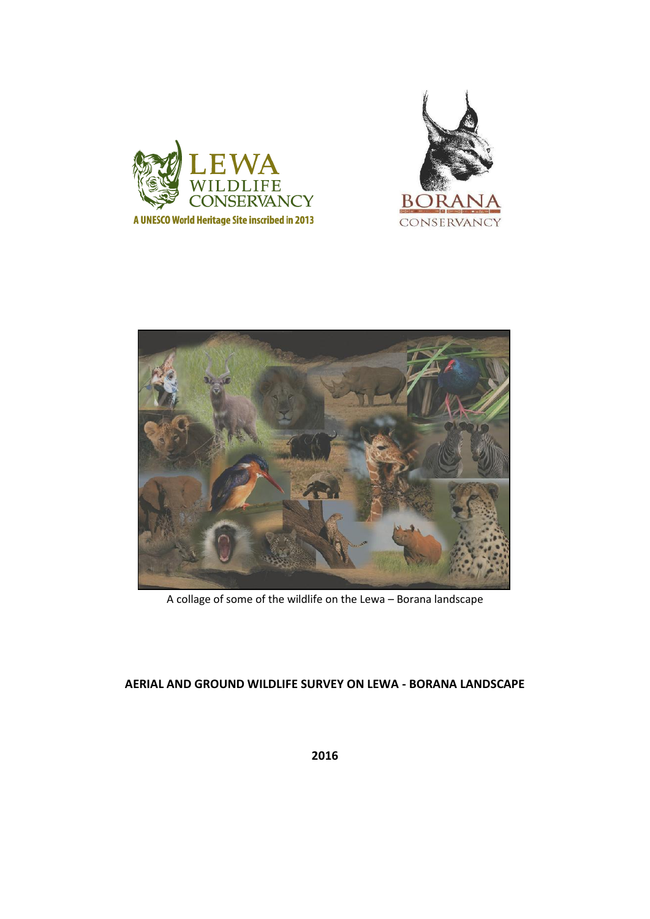LEWA WILDLIFE CONSERVANCY

A UNESCO World Heritage Site inscribed in 2013

BORANA CONSERVANCY

A collage of some of the wildlife on the Lewa – Borana landscape

**AERIAL AND GROUND WILDLIFE SURVEY ON LEWA - BORANA LANDSCAPE**

**2016**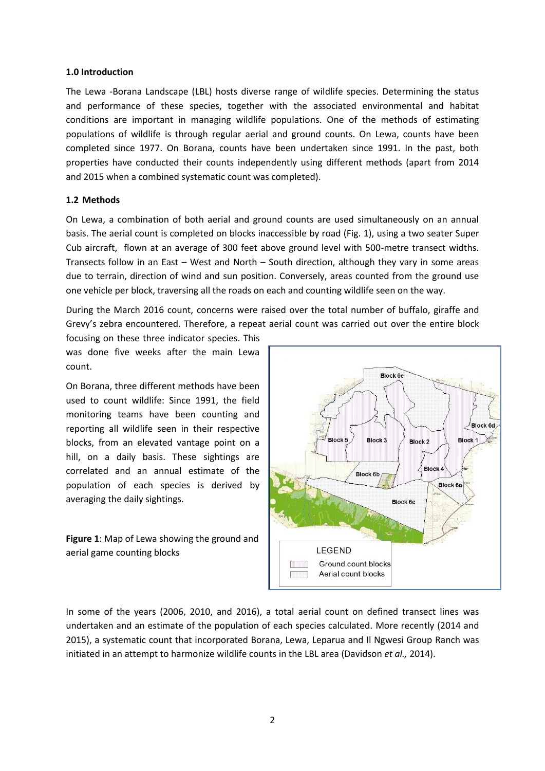**1.0 Introduction**

The Lewa -Borana Landscape (LBL) hosts diverse range of wildlife species. Determining the status and performance of these species, together with the associated environmental and habitat conditions are important in managing wildlife populations. One of the methods of estimating populations of wildlife is through regular aerial and ground counts. On Lewa, counts have been completed since 1977. On Borana, counts have been undertaken since 1991. In the past, both properties have conducted their counts independently using different methods (apart from 2014 and 2015 when a combined systematic count was completed).

**1.2 Methods**

On Lewa, a combination of both aerial and ground counts are used simultaneously on an annual basis. The aerial count is completed on blocks inaccessible by road (Fig. 1), using a two seater Super Cub aircraft, flown at an average of 300 feet above ground level with 500-metre transect widths. Transects follow in an East – West and North – South direction, although they vary in some areas due to terrain, direction of wind and sun position. Conversely, areas counted from the ground use one vehicle per block, traversing all the roads on each and counting wildlife seen on the way.

During the March 2016 count, concerns were raised over the total number of buffalo, giraffe and Grevy's zebra encountered. Therefore, a repeat aerial count was carried out over the entire block focusing on these three indicator species. This was done five weeks after the main Lewa count.

On Borana, three different methods have been used to count wildlife: Since 1991, the field monitoring teams have been counting and reporting all wildlife seen in their respective blocks, from an elevated vantage point on a hill, on a daily basis. These sightings are correlated and an annual estimate of the population of each species is derived by averaging the daily sightings.

**Figure 1**: Map of Lewa showing the ground and aerial game counting blocks

In some of the years (2006, 2010, and 2016), a total aerial count on defined transect lines was undertaken and an estimate of the population of each species calculated. More recently (2014 and 2015), a systematic count that incorporated Borana, Lewa, Leparua and Il Ngwesi Group Ranch was initiated in an attempt to harmonize wildlife counts in the LBL area (Davidson *et al.,* 2014).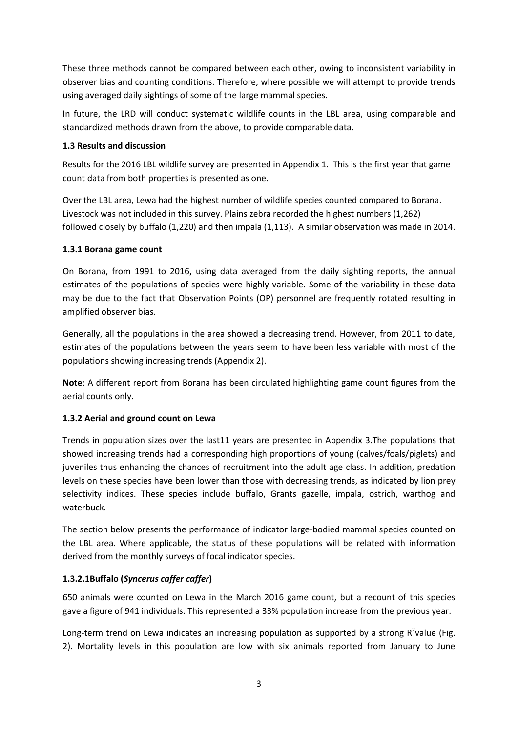These three methods cannot be compared between each other, owing to inconsistent variability in observer bias and counting conditions. Therefore, where possible we will attempt to provide trends using averaged daily sightings of some of the large mammal species.

In future, the LRD will conduct systematic wildlife counts in the LBL area, using comparable and standardized methods drawn from the above, to provide comparable data.

### 1.3 Results and discussion

Results for the 2016 LBL wildlife survey are presented in Appendix 1. This is the first year that game count data from both properties is presented as one.

Over the LBL area, Lewa had the highest number of wildlife species counted compared to Borana. Livestock was not included in this survey. Plains zebra recorded the highest numbers (1,262) followed closely by buffalo (1,220) and then impala (1,113). A similar observation was made in 2014.

#### 1.3.1 Borana game count

On Borana, from 1991 to 2016, using data averaged from the daily sighting reports, the annual estimates of the populations of species were highly variable. Some of the variability in these data may be due to the fact that Observation Points (OP) personnel are frequently rotated resulting in amplified observer bias.

Generally, all the populations in the area showed a decreasing trend. However, from 2011 to date, estimates of the populations between the years seem to have been less variable with most of the populations showing increasing trends (Appendix 2).

**Note**: A different report from Borana has been circulated highlighting game count figures from the aerial counts only.

#### 1.3.2 Aerial and ground count on Lewa

Trends in population sizes over the last11 years are presented in Appendix 3.The populations that showed increasing trends had a corresponding high proportions of young (calves/foals/piglets) and juveniles thus enhancing the chances of recruitment into the adult age class. In addition, predation levels on these species have been lower than those with decreasing trends, as indicated by lion prey selectivity indices. These species include buffalo, Grants gazelle, impala, ostrich, warthog and waterbuck.

The section below presents the performance of indicator large-bodied mammal species counted on the LBL area. Where applicable, the status of these populations will be related with information derived from the monthly surveys of focal indicator species.

#### 1.3.2.1Buffalo (*Syncerus caffer caffer*)

650 animals were counted on Lewa in the March 2016 game count, but a recount of this species gave a figure of 941 individuals. This represented a 33% population increase from the previous year.

Long-term trend on Lewa indicates an increasing population as supported by a strong $R^2$value (Fig. 2). Mortality levels in this population are low with six animals reported from January to June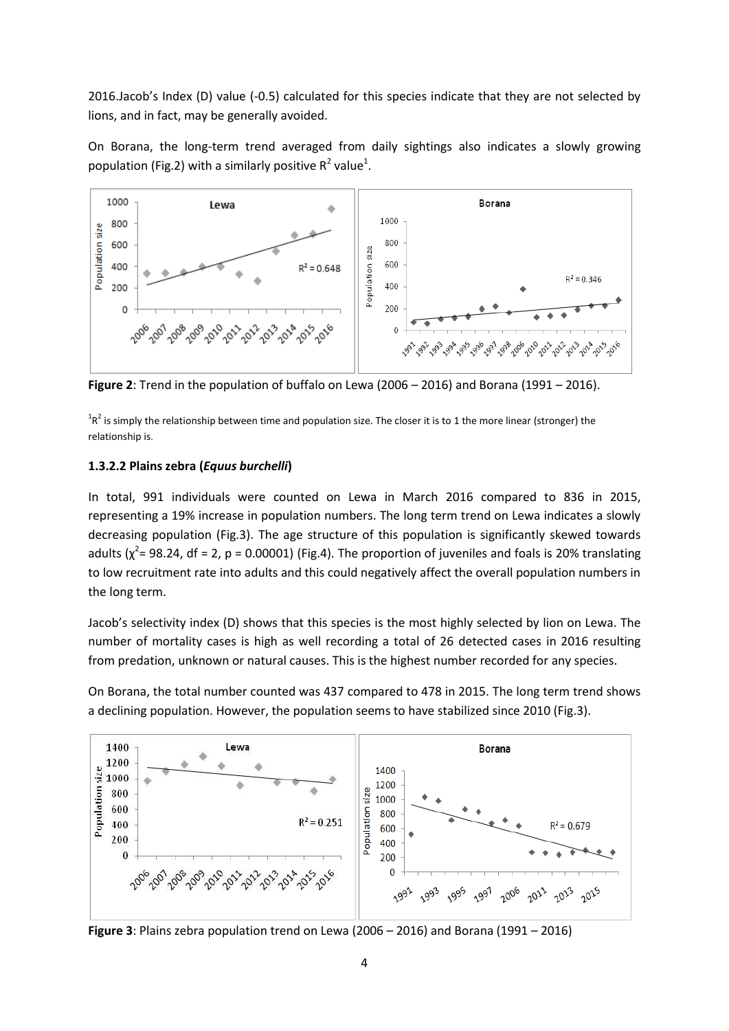2016.Jacob's Index (D) value (-0.5) calculated for this species indicate that they are not selected by lions, and in fact, may be generally avoided.

On Borana, the long-term trend averaged from daily sightings also indicates a slowly growing population (Fig.2) with a similarly positive $R^2$ value[1].

**Figure 2**: Trend in the population of buffalo on Lewa (2006 – 2016) and Borana (1991 – 2016).

[1] $R^2$ is simply the relationship between time and population size. The closer it is to 1 the more linear (stronger) the relationship is.

#### 1.3.2.2 Plains zebra (*Equus burchelli*)

In total, 991 individuals were counted on Lewa in March 2016 compared to 836 in 2015, representing a 19% increase in population numbers. The long term trend on Lewa indicates a slowly decreasing population (Fig.3). The age structure of this population is significantly skewed towards adults ($\chi^2$= 98.24, df = 2, p = 0.00001) (Fig.4). The proportion of juveniles and foals is 20% translating to low recruitment rate into adults and this could negatively affect the overall population numbers in the long term.

Jacob's selectivity index (D) shows that this species is the most highly selected by lion on Lewa. The number of mortality cases is high as well recording a total of 26 detected cases in 2016 resulting from predation, unknown or natural causes. This is the highest number recorded for any species.

On Borana, the total number counted was 437 compared to 478 in 2015. The long term trend shows a declining population. However, the population seems to have stabilized since 2010 (Fig.3).

**Figure 3**: Plains zebra population trend on Lewa (2006 – 2016) and Borana (1991 – 2016)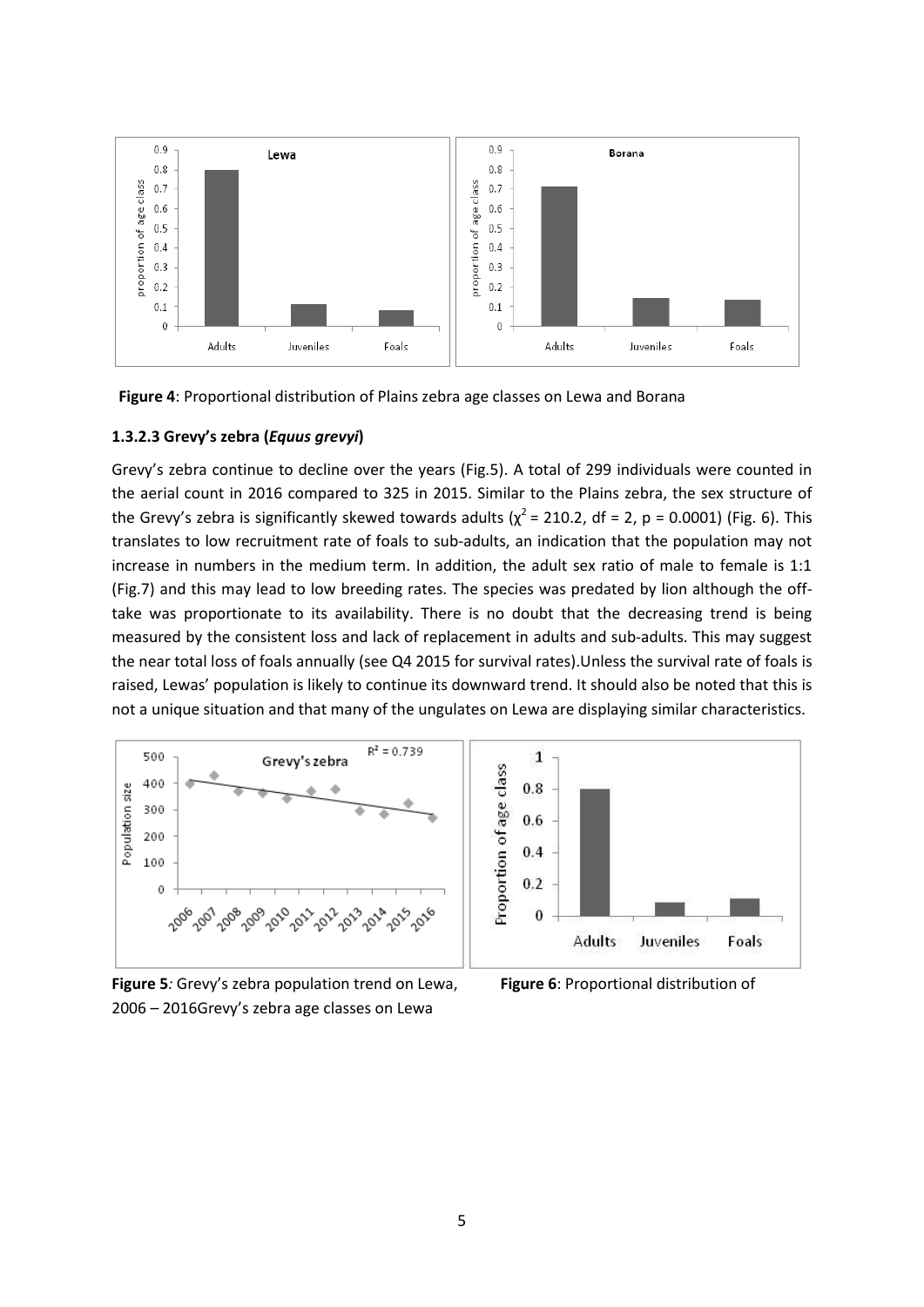**Figure 4**: Proportional distribution of Plains zebra age classes on Lewa and Borana

#### 1.3.2.3 Grevy's zebra (*Equus grevyi*)

Grevy's zebra continue to decline over the years (Fig.5). A total of 299 individuals were counted in the aerial count in 2016 compared to 325 in 2015. Similar to the Plains zebra, the sex structure of the Grevy's zebra is significantly skewed towards adults ($\chi^2 = 210.2$, df = 2, p = 0.0001) (Fig. 6). This translates to low recruitment rate of foals to sub-adults, an indication that the population may not increase in numbers in the medium term. In addition, the adult sex ratio of male to female is 1:1 (Fig.7) and this may lead to low breeding rates. The species was predated by lion although the off-take was proportionate to its availability. There is no doubt that the decreasing trend is being measured by the consistent loss and lack of replacement in adults and sub-adults. This may suggest the near total loss of foals annually (see Q4 2015 for survival rates).Unless the survival rate of foals is raised, Lewas' population is likely to continue its downward trend. It should also be noted that this is not a unique situation and that many of the ungulates on Lewa are displaying similar characteristics.

**Figure 5***:* Grevy's zebra population trend on Lewa, 2006 – 2016

**Figure 6**: Proportional distribution of Grevy's zebra age classes on Lewa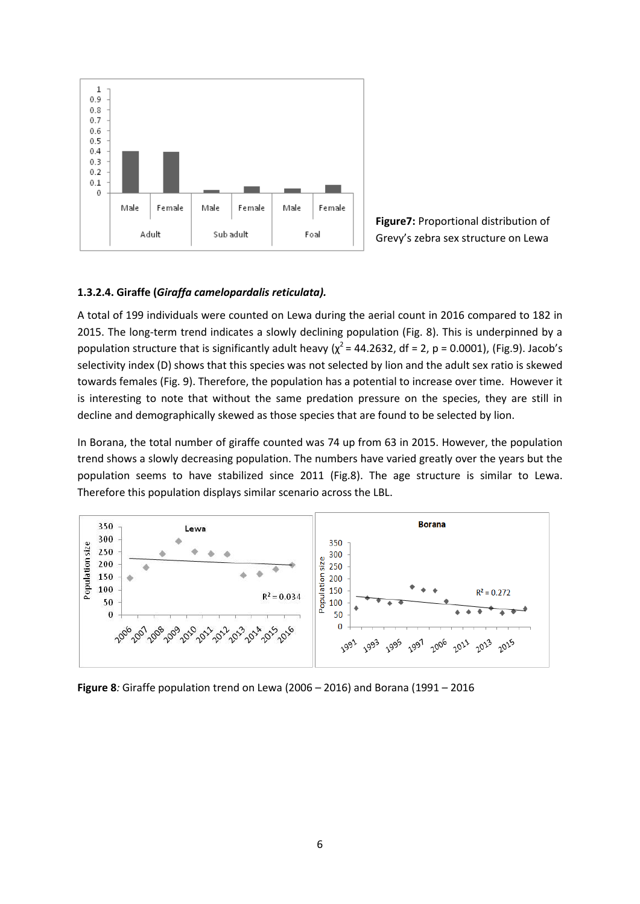**Figure7:** Proportional distribution of Grevy's zebra sex structure on Lewa

#### 1.3.2.4. Giraffe (*Giraffa camelopardalis reticulata).*

A total of 199 individuals were counted on Lewa during the aerial count in 2016 compared to 182 in 2015. The long-term trend indicates a slowly declining population (Fig. 8). This is underpinned by a population structure that is significantly adult heavy ($\chi^2$ = 44.2632, df = 2, p = 0.0001), (Fig.9). Jacob's selectivity index (D) shows that this species was not selected by lion and the adult sex ratio is skewed towards females (Fig. 9). Therefore, the population has a potential to increase over time. However it is interesting to note that without the same predation pressure on the species, they are still in decline and demographically skewed as those species that are found to be selected by lion.

In Borana, the total number of giraffe counted was 74 up from 63 in 2015. However, the population trend shows a slowly decreasing population. The numbers have varied greatly over the years but the population seems to have stabilized since 2011 (Fig.8). The age structure is similar to Lewa. Therefore this population displays similar scenario across the LBL.

**Figure 8***:* Giraffe population trend on Lewa (2006 – 2016) and Borana (1991 – 2016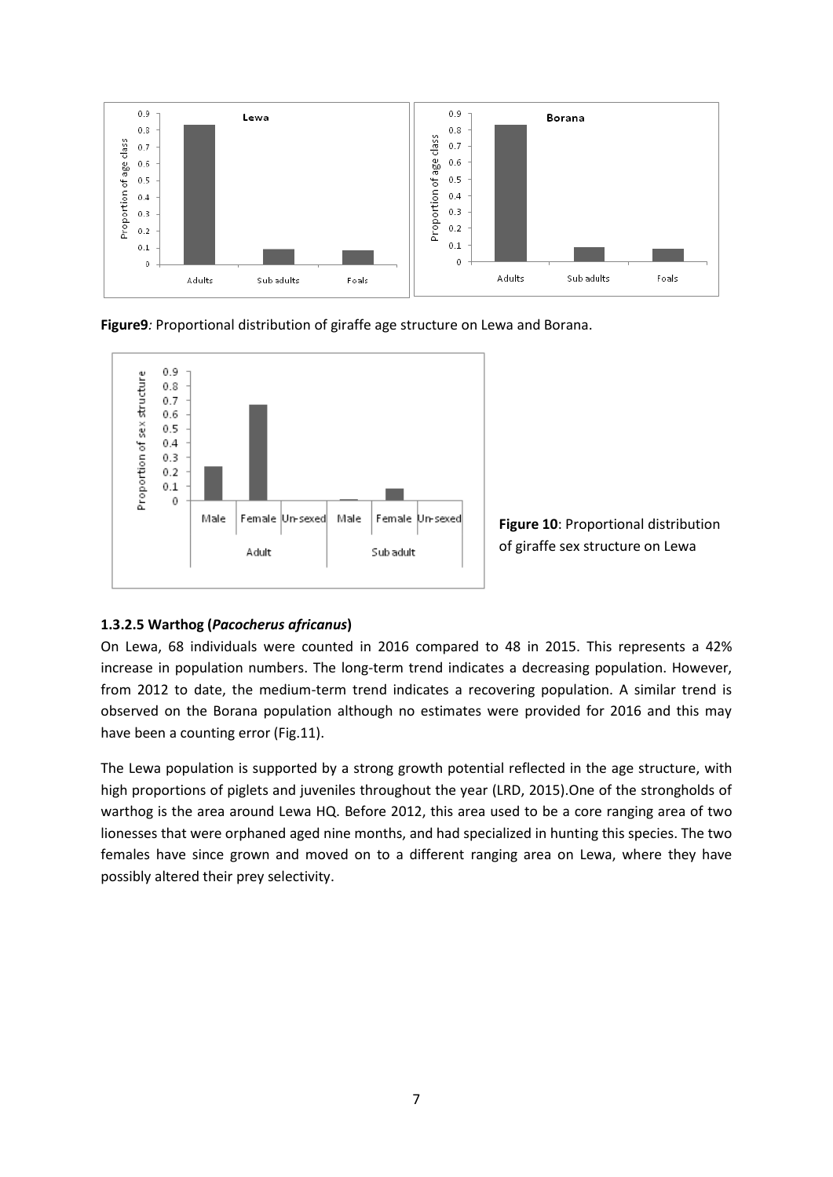**Figure9***:* Proportional distribution of giraffe age structure on Lewa and Borana.

**Figure 10**: Proportional distribution of giraffe sex structure on Lewa

### 1.3.2.5 Warthog (*Pacocherus africanus*)

On Lewa, 68 individuals were counted in 2016 compared to 48 in 2015. This represents a 42% increase in population numbers. The long-term trend indicates a decreasing population. However, from 2012 to date, the medium-term trend indicates a recovering population. A similar trend is observed on the Borana population although no estimates were provided for 2016 and this may have been a counting error (Fig.11).

The Lewa population is supported by a strong growth potential reflected in the age structure, with high proportions of piglets and juveniles throughout the year (LRD, 2015).One of the strongholds of warthog is the area around Lewa HQ. Before 2012, this area used to be a core ranging area of two lionesses that were orphaned aged nine months, and had specialized in hunting this species. The two females have since grown and moved on to a different ranging area on Lewa, where they have possibly altered their prey selectivity.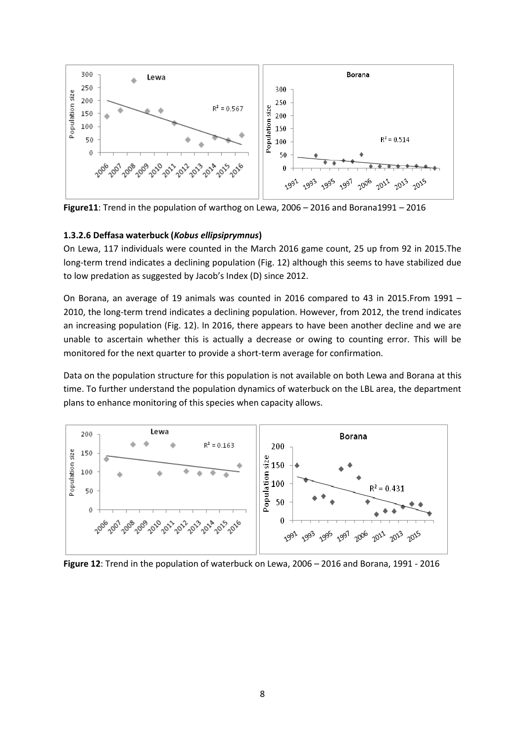**Figure11**: Trend in the population of warthog on Lewa, 2006 – 2016 and Borana1991 – 2016

#### 1.3.2.6 Deffasa waterbuck (*Kobus ellipsiprymnus*)

On Lewa, 117 individuals were counted in the March 2016 game count, 25 up from 92 in 2015.The long-term trend indicates a declining population (Fig. 12) although this seems to have stabilized due to low predation as suggested by Jacob's Index (D) since 2012.

On Borana, an average of 19 animals was counted in 2016 compared to 43 in 2015.From 1991 – 2010, the long-term trend indicates a declining population. However, from 2012, the trend indicates an increasing population (Fig. 12). In 2016, there appears to have been another decline and we are unable to ascertain whether this is actually a decrease or owing to counting error. This will be monitored for the next quarter to provide a short-term average for confirmation.

Data on the population structure for this population is not available on both Lewa and Borana at this time. To further understand the population dynamics of waterbuck on the LBL area, the department plans to enhance monitoring of this species when capacity allows.

**Figure 12**: Trend in the population of waterbuck on Lewa, 2006 – 2016 and Borana, 1991 - 2016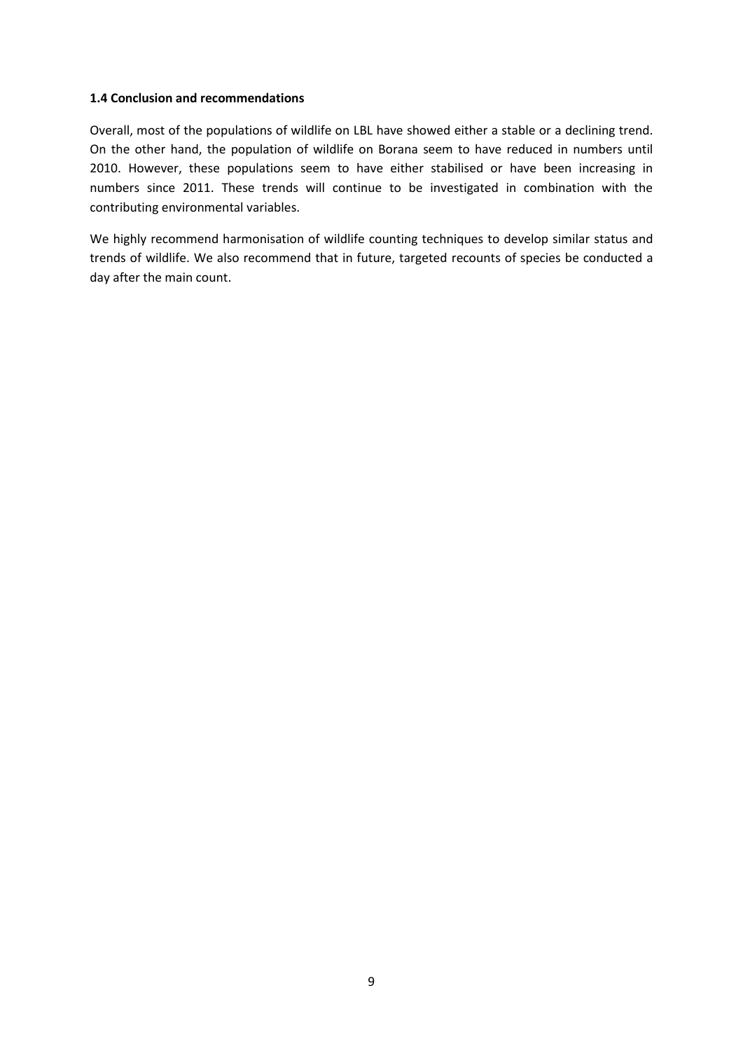### 1.4 Conclusion and recommendations

Overall, most of the populations of wildlife on LBL have showed either a stable or a declining trend. On the other hand, the population of wildlife on Borana seem to have reduced in numbers until 2010. However, these populations seem to have either stabilised or have been increasing in numbers since 2011. These trends will continue to be investigated in combination with the contributing environmental variables.

We highly recommend harmonisation of wildlife counting techniques to develop similar status and trends of wildlife. We also recommend that in future, targeted recounts of species be conducted a day after the main count.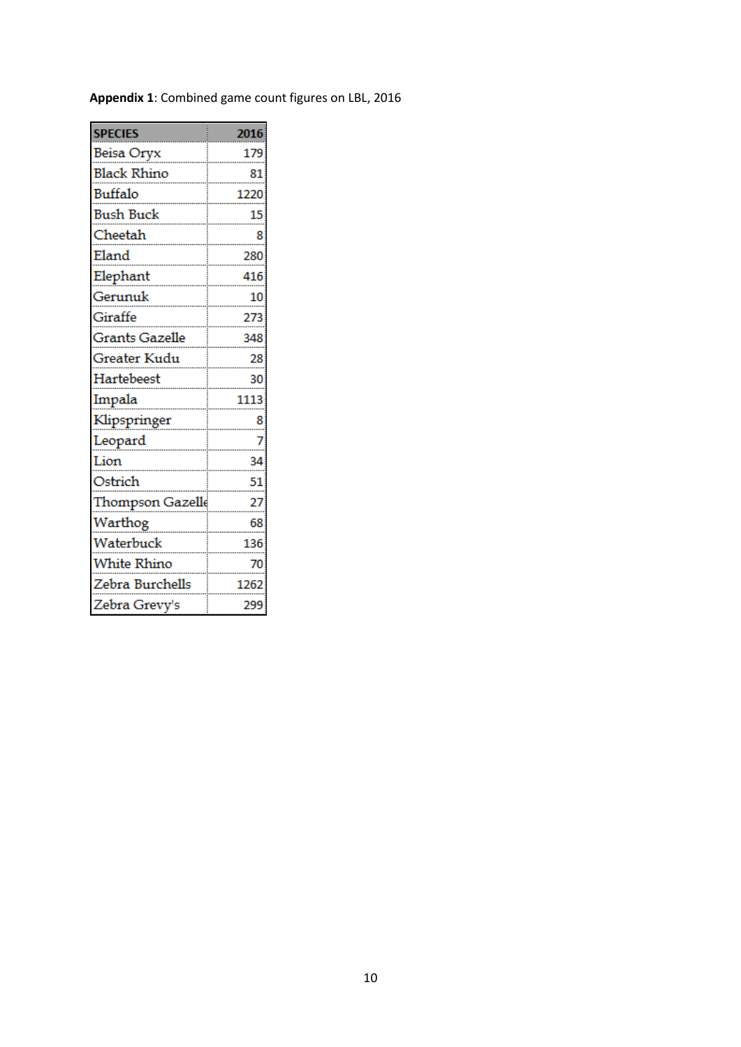**Appendix 1**: Combined game count figures on LBL, 2016

| SPECIES | 2016 |
| --- | --- |
| Beisa Oryx | 179 |
| Black Rhino | 81 |
| Buffalo | 1220 |
| Bush Buck | 15 |
| Cheetah | 8 |
| Eland | 280 |
| Elephant | 416 |
| Gerunuk | 10 |
| Giraffe | 273 |
| Grants Gazelle | 348 |
| Greater Kudu | 28 |
| Hartebeest | 30 |
| Impala | 1113 |
| Klipspringer | 8 |
| Leopard | 7 |
| Lion | 34 |
| Ostrich | 51 |
| Thompson Gazelle | 27 |
| Warthog | 68 |
| Waterbuck | 136 |
| White Rhino | 70 |
| Zebra Burchells | 1262 |
| Zebra Grevy's | 299 |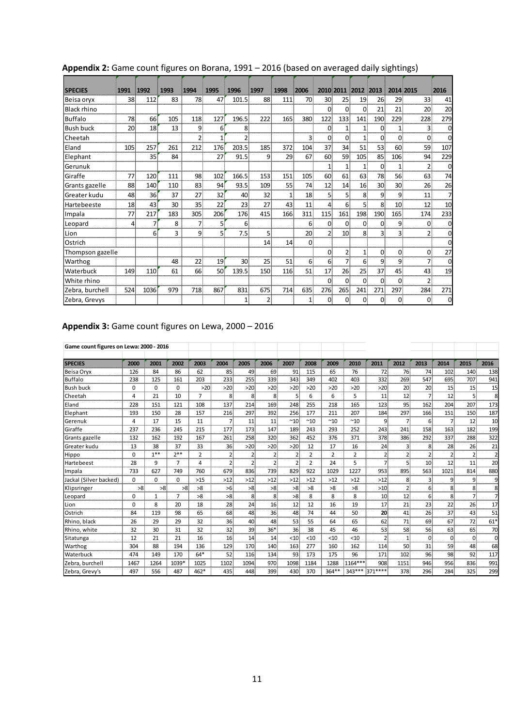## Appendix 2: Game count figures on Borana, 1991 – 2016 (based on averaged daily sightings)

| SPECIES | 1991 | 1992 | 1993 | 1994 | 1995 | 1996 | 1997 | 1998 | 2006 | 2010 | 2011 | 2012 | 2013 | 2014 | 2015 | 2016 |
|---|---|---|---|---|---|---|---|---|---|---|---|---|---|---|---|---|
| Beisa oryx | 38 | 112 | 83 | 78 | 47 | 101.5 | 88 | 111 | 70 | 30 | 25 | 19 | 26 | 29 | 33 | 41 |
| Black rhino | | | | | | | | | | 0 | 0 | 0 | 21 | 21 | 20 | 20 |
| Buffalo | 78 | 66 | 105 | 118 | 127 | 196.5 | 222 | 165 | 380 | 122 | 133 | 141 | 190 | 229 | 228 | 279 |
| Bush buck | 20 | 18 | 13 | 9 | 6 | 8 | | | | 0 | 1 | 1 | 0 | 1 | 3 | 0 |
| Cheetah | | | | 2 | 1 | 2 | | | 3 | 0 | 0 | 1 | 0 | 1 | 0 | 0 |
| Eland | 105 | 257 | 261 | 212 | 176 | 203.5 | 185 | 372 | 104 | 37 | 34 | 51 | 53 | 60 | 59 | 107 |
| Elephant | | 35 | 84 | | 27 | 91.5 | 9 | 29 | 67 | 60 | 59 | 105 | 85 | 106 | 94 | 229 |
| Gerunuk | | | | | | | | | | 1 | 1 | 1 | 0 | 1 | 2 | 0 |
| Giraffe | 77 | 120 | 111 | 98 | 102 | 166.5 | 153 | 151 | 105 | 60 | 61 | 63 | 78 | 56 | 63 | 74 |
| Grants gazelle | 88 | 140 | 110 | 83 | 94 | 93.5 | 109 | 55 | 74 | 12 | 14 | 16 | 30 | 30 | 26 | 26 |
| Greater kudu | 48 | 36 | 37 | 27 | 32 | 40 | 32 | 1 | 18 | 5 | 5 | 8 | 9 | 9 | 11 | 7 |
| Hartebeeste | 18 | 43 | 30 | 35 | 22 | 23 | 27 | 43 | 11 | 4 | 6 | 5 | 8 | 10 | 12 | 10 |
| Impala | 77 | 217 | 183 | 305 | 206 | 176 | 415 | 166 | 311 | 115 | 161 | 198 | 190 | 165 | 174 | 233 |
| Leopard | 4 | 7 | 8 | 7 | 5 | 6 | | | 6 | 0 | 0 | 0 | 0 | 9 | 0 | 0 |
| Lion | | 6 | 3 | 9 | 5 | 7.5 | 5 | | 20 | 2 | 10 | 8 | 3 | 3 | 2 | 0 |
| Ostrich | | | | | | | 14 | 14 | 0 | | | | | | | 0 |
| Thompson gazelle | | | | | | | | | | 0 | 2 | 1 | 0 | 0 | 0 | 27 |
| Warthog | | | 48 | 22 | 19 | 30 | 25 | 51 | 6 | 6 | 7 | 6 | 9 | 9 | 7 | 0 |
| Waterbuck | 149 | 110 | 61 | 66 | 50 | 139.5 | 150 | 116 | 51 | 17 | 26 | 25 | 37 | 45 | 43 | 19 |
| White rhino | | | | | | | | | | 0 | 0 | 0 | 0 | 0 | 2 | |
| Zebra, burchell | 524 | 1036 | 979 | 718 | 867 | 831 | 675 | 714 | 635 | 276 | 265 | 241 | 271 | 297 | 284 | 271 |
| Zebra, Grevys | | | | | | 1 | 2 | | 1 | 0 | 0 | 0 | 0 | 0 | 0 | 0 |

## Appendix 3: Game count figures on Lewa, 2000 – 2016

Game count figures on Lewa: 2000 - 2016

| SPECIES | 2000 | 2001 | 2002 | 2003 | 2004 | 2005 | 2006 | 2007 | 2008 | 2009 | 2010 | 2011 | 2012 | 2013 | 2014 | 2015 | 2016 |
|---|---|---|---|---|---|---|---|---|---|---|---|---|---|---|---|---|---|
| Beisa Oryx | 126 | 84 | 86 | 62 | 85 | 49 | 69 | 91 | 115 | 65 | 76 | 72 | 76 | 74 | 102 | 140 | 138 |
| Buffalo | 238 | 125 | 161 | 203 | 233 | 255 | 339 | 343 | 349 | 402 | 403 | 332 | 269 | 547 | 695 | 707 | 941 |
| Bush buck | 0 | 0 | 0 | >20 | >20 | >20 | >20 | >20 | >20 | >20 | >20 | >20 | 20 | 20 | 15 | 15 | 15 |
| Cheetah | 4 | 21 | 10 | 7 | 8 | 8 | 8 | 5 | 6 | 6 | 5 | 11 | 12 | 7 | 12 | 5 | 8 |
| Eland | 228 | 151 | 121 | 108 | 137 | 214 | 169 | 248 | 255 | 218 | 165 | 123 | 95 | 162 | 204 | 207 | 173 |
| Elephant | 193 | 150 | 28 | 157 | 216 | 297 | 392 | 256 | 177 | 211 | 207 | 184 | 297 | 166 | 151 | 150 | 187 |
| Gerenuk | 4 | 17 | 15 | 11 | 7 | 11 | 11 | ~10 | ~10 | ~10 | ~10 | 9 | 7 | 6 | 7 | 12 | 10 |
| Giraffe | 237 | 236 | 245 | 215 | 177 | 173 | 147 | 189 | 243 | 293 | 252 | 243 | 241 | 158 | 163 | 182 | 199 |
| Grants gazelle | 132 | 162 | 192 | 167 | 261 | 258 | 320 | 362 | 452 | 376 | 371 | 378 | 386 | 292 | 337 | 288 | 322 |
| Greater kudu | 13 | 38 | 37 | 33 | 36 | >20 | >20 | >20 | 12 | 17 | 16 | 24 | 3 | 8 | 28 | 26 | 21 |
| Hippo | 0 | 1** | 2** | 2 | 2 | 2 | 2 | 2 | 2 | 2 | 2 | 2 | 2 | 2 | 2 | 2 | 2 |
| Hartebeest | 28 | 9 | 7 | 4 | 2 | 2 | 2 | 2 | 2 | 24 | 5 | 7 | 5 | 10 | 12 | 11 | 20 |
| Impala | 733 | 627 | 749 | 760 | 679 | 836 | 739 | 829 | 922 | 1029 | 1227 | 953 | 895 | 563 | 1021 | 814 | 880 |
| Jackal (Silver backed) | 0 | 0 | 0 | >15 | >12 | >12 | >12 | >12 | >12 | >12 | >12 | >12 | 8 | 3 | 9 | 9 | 9 |
| Klipsringer | >8 | >8 | >8 | >8 | >6 | >8 | >8 | >8 | >8 | >8 | >8 | >10 | 2 | 6 | 8 | 8 | 8 |
| Leopard | 0 | 1 | 7 | >8 | >8 | 8 | 8 | >8 | 8 | 8 | 8 | 10 | 12 | 6 | 8 | 7 | 7 |
| Lion | 0 | 8 | 20 | 18 | 28 | 24 | 16 | 12 | 12 | 16 | 19 | 17 | 21 | 23 | 22 | 26 | 17 |
| Ostrich | 84 | 119 | 98 | 65 | 68 | 48 | 36 | 48 | 74 | 44 | 50 | **20** | 41 | 26 | 37 | 43 | 51 |
| Rhino, black | 26 | 29 | 29 | 32 | 36 | 40 | 48 | 53 | 55 | 64 | 65 | 62 | 71 | 69 | 67 | 72 | 61* |
| Rhino, white | 32 | 30 | 31 | 32 | 32 | 39 | 36* | 36 | 38 | 45 | 46 | 53 | 58 | 56 | 63 | 65 | 70 |
| Sitatunga | 12 | 21 | 21 | 16 | 16 | 14 | 14 | <10 | <10 | <10 | <10 | 2 | 1 | 0 | 0 | 0 | 0 |
| Warthog | 304 | 88 | 194 | 136 | 129 | 170 | 140 | 163 | 277 | 160 | 162 | 114 | 50 | 31 | 59 | 48 | 68 |
| Waterbuck | 474 | 149 | 170 | 64* | 52 | 116 | 134 | 93 | 173 | 175 | 96 | 171 | 102 | 96 | 98 | 92 | 117 |
| Zebra, burchell | 1467 | 1264 | 1039* | 1025 | 1102 | 1094 | 970 | 1098 | 1184 | 1288 | 1164*** | 908 | 1151 | 946 | 956 | 836 | 991 |
| Zebra, Grevy's | 497 | 556 | 487 | 462* | 435 | 448 | 399 | 430 | 370 | 364** | 343*** | 371**** | 378 | 296 | 284 | 325 | 299 |